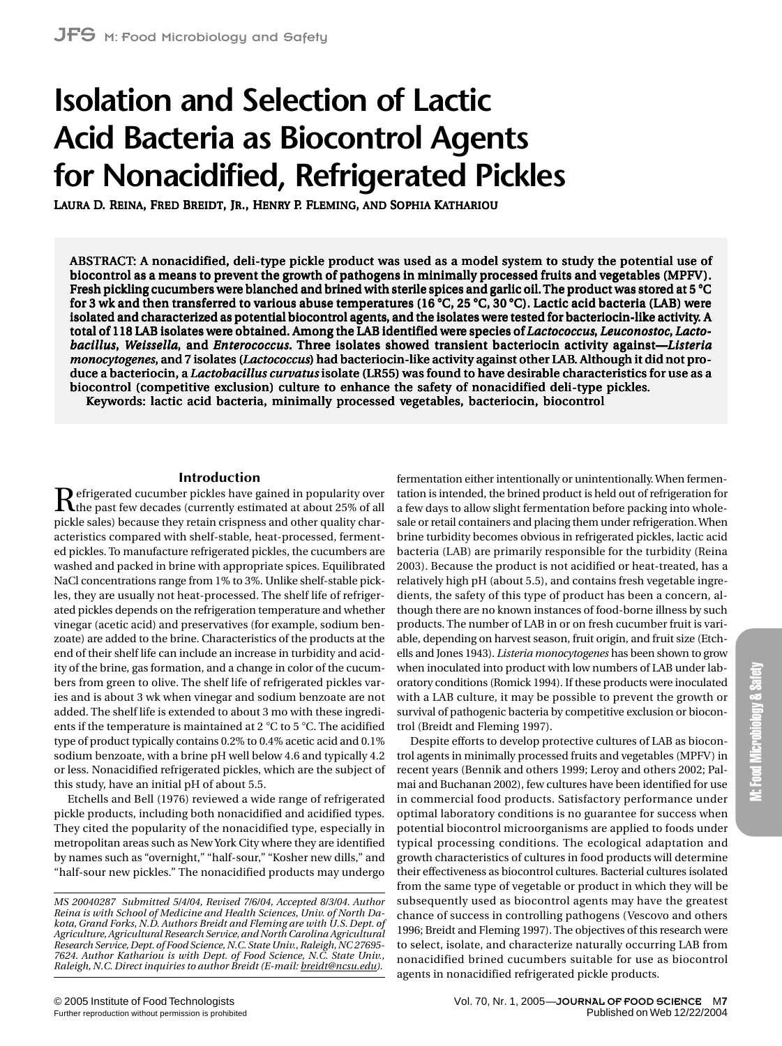# Isolation and Selection of Lactic Acid Bacteria as Biocontrol Agents for Nonacidified, Refrigerated Pickles

LAURA D. REINA, FRED BREIDT, JR., HENRY P. FLEMING, AND SOPHIA KATHARIOU

**ABSTRACT: A nonacidified, deli-type pickle product was used as a model system to study the potential use of biocontrol as a means to prevent the growth of pathogens in minimally processed fruits and vegetables (MPFV). Fresh pickling cucumbers were blanched and brined with sterile spices and garlic oil. The product was stored at 5 °C for 3 wk and then transferred to various abuse temperatures (16 °C, 25 °C, 30 °C). Lactic acid bacteria (LAB) were isolated and characterized as potential biocontrol agents, and the isolates were tested for bacteriocin-like activity. A total of 118 LAB isolates were obtained. Among the LAB identified were species of *Lactococcus*, *Leuconostoc*, *Lactobacillus*, *Weissella*, and *Enterococcus*. Three isolates showed transient bacteriocin activity against—*Listeria monocytogenes*, and 7 isolates (*Lactococcus*) had bacteriocin-like activity against other LAB. Although it did not produce a bacteriocin, a *Lactobacillus curvatus* isolate (LR55) was found to have desirable characteristics for use as a biocontrol (competitive exclusion) culture to enhance the safety of nonacidified deli-type pickles.**

**Keywords: lactic acid bacteria, minimally processed vegetables, bacteriocin, biocontrol**

## Introduction

Refrigerated cucumber pickles have gained in popularity over the past few decades (currently estimated at about 25% of all pickle sales) because they retain crispness and other quality characteristics compared with shelf-stable, heat-processed, fermented pickles. To manufacture refrigerated pickles, the cucumbers are washed and packed in brine with appropriate spices. Equilibrated NaCl concentrations range from 1% to 3%. Unlike shelf-stable pickles, they are usually not heat-processed. The shelf life of refrigerated pickles depends on the refrigeration temperature and whether vinegar (acetic acid) and preservatives (for example, sodium benzoate) are added to the brine. Characteristics of the products at the end of their shelf life can include an increase in turbidity and acidity of the brine, gas formation, and a change in color of the cucumbers from green to olive. The shelf life of refrigerated pickles varies and is about 3 wk when vinegar and sodium benzoate are not added. The shelf life is extended to about 3 mo with these ingredients if the temperature is maintained at 2 °C to 5 °C. The acidified type of product typically contains 0.2% to 0.4% acetic acid and 0.1% sodium benzoate, with a brine pH well below 4.6 and typically 4.2 or less. Nonacidified refrigerated pickles, which are the subject of this study, have an initial pH of about 5.5.

Etchells and Bell (1976) reviewed a wide range of refrigerated pickle products, including both nonacidified and acidified types. They cited the popularity of the nonacidified type, especially in metropolitan areas such as New York City where they are identified by names such as "overnight," "half-sour," "Kosher new dills," and "half-sour new pickles." The nonacidified products may undergo fermentation either intentionally or unintentionally. When fermentation is intended, the brined product is held out of refrigeration for a few days to allow slight fermentation before packing into wholesale or retail containers and placing them under refrigeration. When brine turbidity becomes obvious in refrigerated pickles, lactic acid bacteria (LAB) are primarily responsible for the turbidity (Reina 2003). Because the product is not acidified or heat-treated, has a relatively high pH (about 5.5), and contains fresh vegetable ingredients, the safety of this type of product has been a concern, although there are no known instances of food-borne illness by such products. The number of LAB in or on fresh cucumber fruit is variable, depending on harvest season, fruit origin, and fruit size (Etchells and Jones 1943). *Listeria monocytogenes* has been shown to grow when inoculated into product with low numbers of LAB under laboratory conditions (Romick 1994). If these products were inoculated with a LAB culture, it may be possible to prevent the growth or survival of pathogenic bacteria by competitive exclusion or biocontrol (Breidt and Fleming 1997).

Despite efforts to develop protective cultures of LAB as biocontrol agents in minimally processed fruits and vegetables (MPFV) in recent years (Bennik and others 1999; Leroy and others 2002; Palmai and Buchanan 2002), few cultures have been identified for use in commercial food products. Satisfactory performance under optimal laboratory conditions is no guarantee for success when potential biocontrol microorganisms are applied to foods under typical processing conditions. The ecological adaptation and growth characteristics of cultures in food products will determine their effectiveness as biocontrol cultures. Bacterial cultures isolated from the same type of vegetable or product in which they will be subsequently used as biocontrol agents may have the greatest chance of success in controlling pathogens (Vescovo and others 1996; Breidt and Fleming 1997). The objectives of this research were to select, isolate, and characterize naturally occurring LAB from nonacidified brined cucumbers suitable for use as biocontrol agents in nonacidified refrigerated pickle products.

*MS 20040287 Submitted 5/4/04, Revised 7/6/04, Accepted 8/3/04. Author Reina is with School of Medicine and Health Sciences, Univ. of North Dakota, Grand Forks, N.D. Authors Breidt and Fleming are with U.S. Dept. of Agriculture, Agricultural Research Service, and North Carolina Agricultural Research Service, Dept. of Food Science, N.C. State Univ., Raleigh, NC 27695-7624. Author Kathariou is with Dept. of Food Science, N.C. State Univ., Raleigh, N.C. Direct inquiries to author Breidt (E-mail: breidt@ncsu.edu).*

© 2005 Institute of Food Technologists
Further reproduction without permission is prohibited
Published on Web 12/22/2004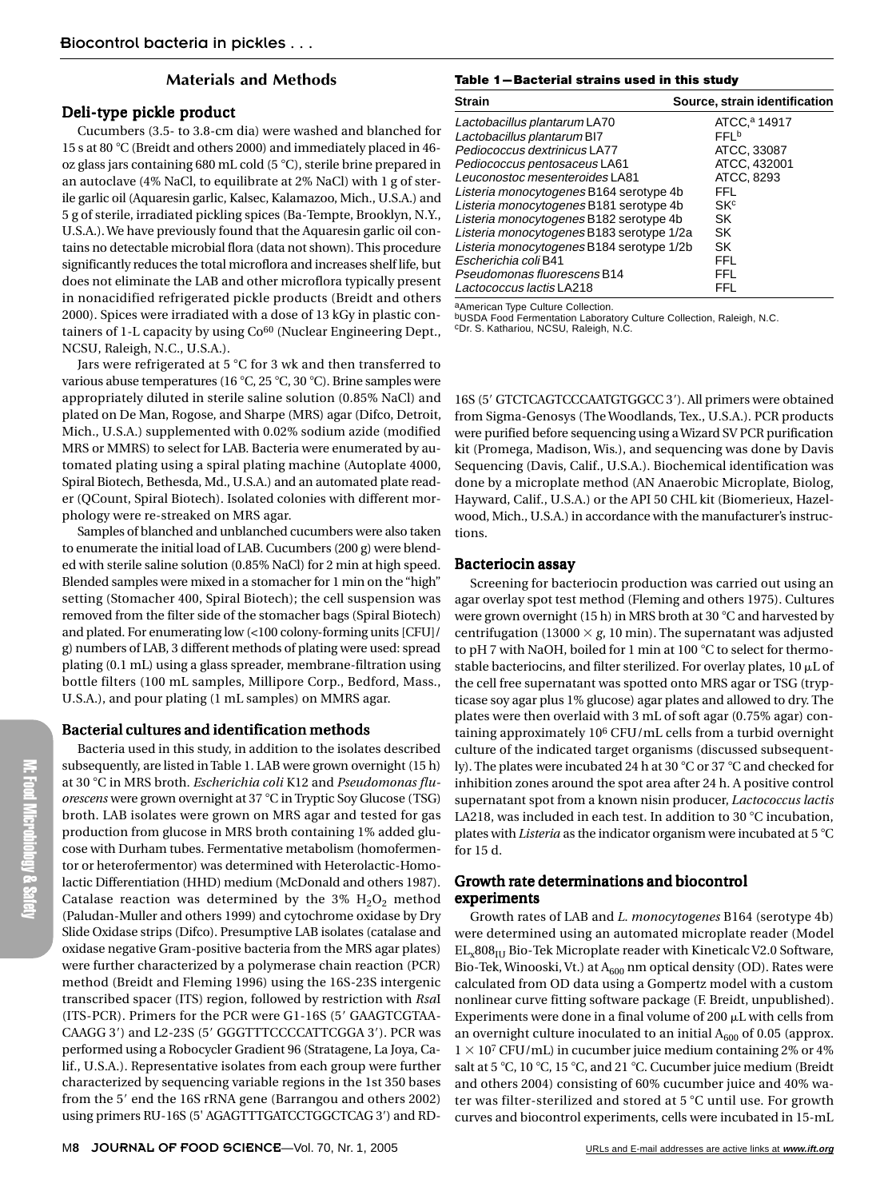## Materials and Methods

### Deli-type pickle product

Cucumbers (3.5- to 3.8-cm dia) were washed and blanched for 15 s at 80 °C (Breidt and others 2000) and immediately placed in 46-oz glass jars containing 680 mL cold (5 °C), sterile brine prepared in an autoclave (4% NaCl, to equilibrate at 2% NaCl) with 1 g of sterile garlic oil (Aquaresin garlic, Kalsec, Kalamazoo, Mich., U.S.A.) and 5 g of sterile, irradiated pickling spices (Ba-Tempte, Brooklyn, N.Y., U.S.A.). We have previously found that the Aquaresin garlic oil contains no detectable microbial flora (data not shown). This procedure significantly reduces the total microflora and increases shelf life, but does not eliminate the LAB and other microflora typically present in nonacidified refrigerated pickle products (Breidt and others 2000). Spices were irradiated with a dose of 13 kGy in plastic containers of 1-L capacity by using $Co^{60}$ (Nuclear Engineering Dept., NCSU, Raleigh, N.C., U.S.A.).

Jars were refrigerated at 5 °C for 3 wk and then transferred to various abuse temperatures (16 °C, 25 °C, 30 °C). Brine samples were appropriately diluted in sterile saline solution (0.85% NaCl) and plated on De Man, Rogose, and Sharpe (MRS) agar (Difco, Detroit, Mich., U.S.A.) supplemented with 0.02% sodium azide (modified MRS or MMRS) to select for LAB. Bacteria were enumerated by automated plating using a spiral plating machine (Autoplate 4000, Spiral Biotech, Bethesda, Md., U.S.A.) and an automated plate reader (QCount, Spiral Biotech). Isolated colonies with different morphology were re-streaked on MRS agar.

Samples of blanched and unblanched cucumbers were also taken to enumerate the initial load of LAB. Cucumbers (200 g) were blended with sterile saline solution (0.85% NaCl) for 2 min at high speed. Blended samples were mixed in a stomacher for 1 min on the "high" setting (Stomacher 400, Spiral Biotech); the cell suspension was removed from the filter side of the stomacher bags (Spiral Biotech) and plated. For enumerating low (<100 colony-forming units [CFU]/g) numbers of LAB, 3 different methods of plating were used: spread plating (0.1 mL) using a glass spreader, membrane-filtration using bottle filters (100 mL samples, Millipore Corp., Bedford, Mass., U.S.A.), and pour plating (1 mL samples) on MMRS agar.

### Bacterial cultures and identification methods

Bacteria used in this study, in addition to the isolates described subsequently, are listed in Table 1. LAB were grown overnight (15 h) at 30 °C in MRS broth. *Escherichia coli* K12 and *Pseudomonas fluorescens* were grown overnight at 37 °C in Tryptic Soy Glucose (TSG) broth. LAB isolates were grown on MRS agar and tested for gas production from glucose in MRS broth containing 1% added glucose with Durham tubes. Fermentative metabolism (homofermentor or heterofermentor) was determined with Heterolactic-Homolactic Differentiation (HHD) medium (McDonald and others 1987). Catalase reaction was determined by the 3% $H_2O_2$ method (Paludan-Muller and others 1999) and cytochrome oxidase by Dry Slide Oxidase strips (Difco). Presumptive LAB isolates (catalase and oxidase negative Gram-positive bacteria from the MRS agar plates) were further characterized by a polymerase chain reaction (PCR) method (Breidt and Fleming 1996) using the 16S-23S intergenic transcribed spacer (ITS) region, followed by restriction with *Rsa*I (ITS-PCR). Primers for the PCR were G1-16S (5′ GAAGTCGTAACAAGG 3′) and L2-23S (5′ GGGTTTCCCCATTCGGA 3′). PCR was performed using a Robocycler Gradient 96 (Stratagene, La Joya, Calif., U.S.A.). Representative isolates from each group were further characterized by sequencing variable regions in the 1st 350 bases from the 5′ end the 16S rRNA gene (Barrangou and others 2002) using primers RU-16S (5′ AGAGTTTGATCCTGGCTCAG 3′) and RD-16S (5′ GTCTCAGTCCCAATGTGGCC 3′). All primers were obtained from Sigma-Genosys (The Woodlands, Tex., U.S.A.). PCR products were purified before sequencing using a Wizard SV PCR purification kit (Promega, Madison, Wis.), and sequencing was done by Davis Sequencing (Davis, Calif., U.S.A.). Biochemical identification was done by a microplate method (AN Anaerobic Microplate, Biolog, Hayward, Calif., U.S.A.) or the API 50 CHL kit (Biomerieux, Hazelwood, Mich., U.S.A.) in accordance with the manufacturer's instructions.

**Table 1—Bacterial strains used in this study**

| Strain | Source, strain identification |
|---|---|
| *Lactobacillus plantarum* LA70 | ATCC,[a] 14917 |
| *Lactobacillus plantarum* BI7 | FFL[b] |
| *Pediococcus dextrinicus* LA77 | ATCC, 33087 |
| *Pediococcus pentosaceus* LA61 | ATCC, 432001 |
| *Leuconostoc mesenteroides* LA81 | ATCC, 8293 |
| *Listeria monocytogenes* B164 serotype 4b | FFL |
| *Listeria monocytogenes* B181 serotype 4b | SK[c] |
| *Listeria monocytogenes* B182 serotype 4b | SK |
| *Listeria monocytogenes* B183 serotype 1/2a | SK |
| *Listeria monocytogenes* B184 serotype 1/2b | SK |
| *Escherichia coli* B41 | FFL |
| *Pseudomonas fluorescens* B14 | FFL |
| *Lactococcus lactis* LA218 | FFL |

[a]American Type Culture Collection.
[b]USDA Food Fermentation Laboratory Culture Collection, Raleigh, N.C.
[c]Dr. S. Kathariou, NCSU, Raleigh, N.C.

### Bacteriocin assay

Screening for bacteriocin production was carried out using an agar overlay spot test method (Fleming and others 1975). Cultures were grown overnight (15 h) in MRS broth at 30 °C and harvested by centrifugation (13000 × *g*, 10 min). The supernatant was adjusted to pH 7 with NaOH, boiled for 1 min at 100 °C to select for thermostable bacteriocins, and filter sterilized. For overlay plates, 10 μL of the cell free supernatant was spotted onto MRS agar or TSG (trypticase soy agar plus 1% glucose) agar plates and allowed to dry. The plates were then overlaid with 3 mL of soft agar (0.75% agar) containing approximately $10^6$ CFU/mL cells from a turbid overnight culture of the indicated target organisms (discussed subsequently). The plates were incubated 24 h at 30 °C or 37 °C and checked for inhibition zones around the spot area after 24 h. A positive control supernatant spot from a known nisin producer, *Lactococcus lactis* LA218, was included in each test. In addition to 30 °C incubation, plates with *Listeria* as the indicator organism were incubated at 5 °C for 15 d.

### Growth rate determinations and biocontrol experiments

Growth rates of LAB and *L. monocytogenes* B164 (serotype 4b) were determined using an automated microplate reader (Model $EL_x808_{IU}$ Bio-Tek Microplate reader with Kineticalc V2.0 Software, Bio-Tek, Winooski, Vt.) at $A_{600}$ nm optical density (OD). Rates were calculated from OD data using a Gompertz model with a custom nonlinear curve fitting software package (F. Breidt, unpublished). Experiments were done in a final volume of 200 μL with cells from an overnight culture inoculated to an initial $A_{600}$ of 0.05 (approx. $1 \times 10^7$ CFU/mL) in cucumber juice medium containing 2% or 4% salt at 5 °C, 10 °C, 15 °C, and 21 °C. Cucumber juice medium (Breidt and others 2004) consisting of 60% cucumber juice and 40% water was filter-sterilized and stored at 5 °C until use. For growth curves and biocontrol experiments, cells were incubated in 15-mL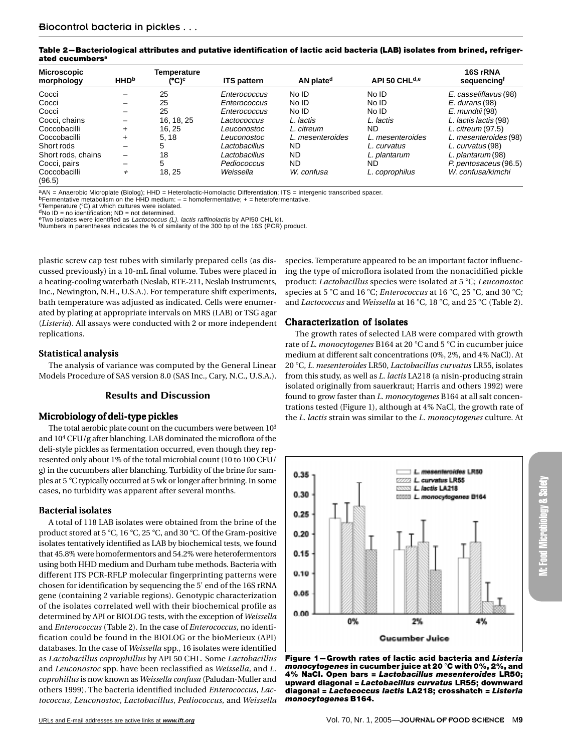**Table 2—Bacteriological attributes and putative identification of lactic acid bacteria (LAB) isolates from brined, refrigerated cucumbers[a]**

| Microscopic morphology | HHD[b] | Temperature (°C)[c] | ITS pattern | AN plate[d] | API 50 CHL[d,e] | 16S rRNA sequencing[f] |
|---|---|---|---|---|---|---|
| Cocci | – | 25 | *Enterococcus* | No ID | No ID | *E. casseliflavus* (98) |
| Cocci | – | 25 | *Enterococcus* | No ID | No ID | *E. durans* (98) |
| Cocci | – | 25 | *Enterococcus* | No ID | No ID | *E. mundtii* (98) |
| Cocci, chains | – | 16, 18, 25 | *Lactococcus* | *L. lactis* | *L. lactis* | *L. lactis lactis* (98) |
| Coccobacilli | + | 16, 25 | *Leuconostoc* | *L. citreum* | ND | *L. citreum* (97.5) |
| Coccobacilli | + | 5, 18 | *Leuconostoc* | *L. mesenteroides* | *L. mesenteroides* | *L. mesenteroides* (98) |
| Short rods | – | 5 | *Lactobacillus* | ND | *L. curvatus* | *L. curvatus* (98) |
| Short rods, chains | – | 18 | *Lactobacillus* | ND | *L. plantarum* | *L. plantarum* (98) |
| Cocci, pairs | – | 5 | *Pediococcus* | ND | ND | *P. pentosaceus* (96.5) |
| Coccobacilli (96.5) | + | 18, 25 | *Weissella* | *W. confusa* | *L. coprophilus* | *W. confusa/kimchi* |

[a]AN = Anaerobic Microplate (Biolog); HHD = Heterolactic-Homolactic Differentiation; ITS = intergenic transcribed spacer.
[b]Fermentative metabolism on the HHD medium: – = homofermentative; + = heterofermentative.
[c]Temperature (°C) at which cultures were isolated.
[d]No ID = no identification; ND = not determined.
[e]Two isolates were identified as *Lactococcus (L). lactis raffinolactis* by API50 CHL kit.
[f]Numbers in parentheses indicates the % of similarity of the 300 bp of the 16S (PCR) product.

plastic screw cap test tubes with similarly prepared cells (as discussed previously) in a 10-mL final volume. Tubes were placed in a heating-cooling waterbath (Neslab, RTE-211, Neslab Instruments, Inc., Newington, N.H., U.S.A.). For temperature shift experiments, bath temperature was adjusted as indicated. Cells were enumerated by plating at appropriate intervals on MRS (LAB) or TSG agar (*Listeria*). All assays were conducted with 2 or more independent replications.

### Statistical analysis

The analysis of variance was computed by the General Linear Models Procedure of SAS version 8.0 (SAS Inc., Cary, N.C., U.S.A.).

## Results and Discussion

### Microbiology of deli-type pickles

The total aerobic plate count on the cucumbers were between $10^3$ and $10^4$ CFU/g after blanching. LAB dominated the microflora of the deli-style pickles as fermentation occurred, even though they represented only about 1% of the total microbial count (10 to 100 CFU/g) in the cucumbers after blanching. Turbidity of the brine for samples at 5 °C typically occurred at 5 wk or longer after brining. In some cases, no turbidity was apparent after several months.

### Bacterial isolates

A total of 118 LAB isolates were obtained from the brine of the product stored at 5 °C, 16 °C, 25 °C, and 30 °C. Of the Gram-positive isolates tentatively identified as LAB by biochemical tests, we found that 45.8% were homofermentors and 54.2% were heterofermentors using both HHD medium and Durham tube methods. Bacteria with different ITS PCR-RFLP molecular fingerprinting patterns were chosen for identification by sequencing the 5' end of the 16S rRNA gene (containing 2 variable regions). Genotypic characterization of the isolates correlated well with their biochemical profile as determined by API or BIOLOG tests, with the exception of *Weissella* and *Enterococcus* (Table 2). In the case of *Enterococcus*, no identification could be found in the BIOLOG or the bioMerieux (API) databases. In the case of *Weissella* spp., 16 isolates were identified as *Lactobacillus coprophillus* by API 50 CHL. Some *Lactobacillus* and *Leuconostoc* spp. have been reclassified as *Weissella*, and *L. coprohillus* is now known as *Weissella confusa* (Paludan-Muller and others 1999). The bacteria identified included *Enterococcus*, *Lactococcus*, *Leuconostoc*, *Lactobacillus*, *Pediococcus*, and *Weissella* species. Temperature appeared to be an important factor influencing the type of microflora isolated from the nonacidified pickle product: *Lactobacillus* species were isolated at 5 °C; *Leuconostoc* species at 5 °C and 16 °C; *Enterococcus* at 16 °C, 25 °C, and 30 °C; and *Lactococcus* and *Weissella* at 16 °C, 18 °C, and 25 °C (Table 2).

### Characterization of isolates

The growth rates of selected LAB were compared with growth rate of *L. monocytogenes* B164 at 20 °C and 5 °C in cucumber juice medium at different salt concentrations (0%, 2%, and 4% NaCl). At 20 °C, *L. mesenteroides* LR50, *Lactobacillus curvatus* LR55, isolates from this study, as well as *L. lactis* LA218 (a nisin-producing strain isolated originally from sauerkraut; Harris and others 1992) were found to grow faster than *L. monocytogenes* B164 at all salt concentrations tested (Figure 1), although at 4% NaCl, the growth rate of the *L. lactis* strain was similar to the *L. monocytogenes* culture. At

**Figure 1—Growth rates of lactic acid bacteria and *Listeria monocytogenes* in cucumber juice at 20 °C with 0%, 2%, and 4% NaCl. Open bars = *Lactobacillus mesenteroides* LR50; upward diagonal = *Lactobacillus curvatus* LR55; downward diagonal = *Lactococcus lactis* LA218; crosshatch = *Listeria monocytogenes* B164.**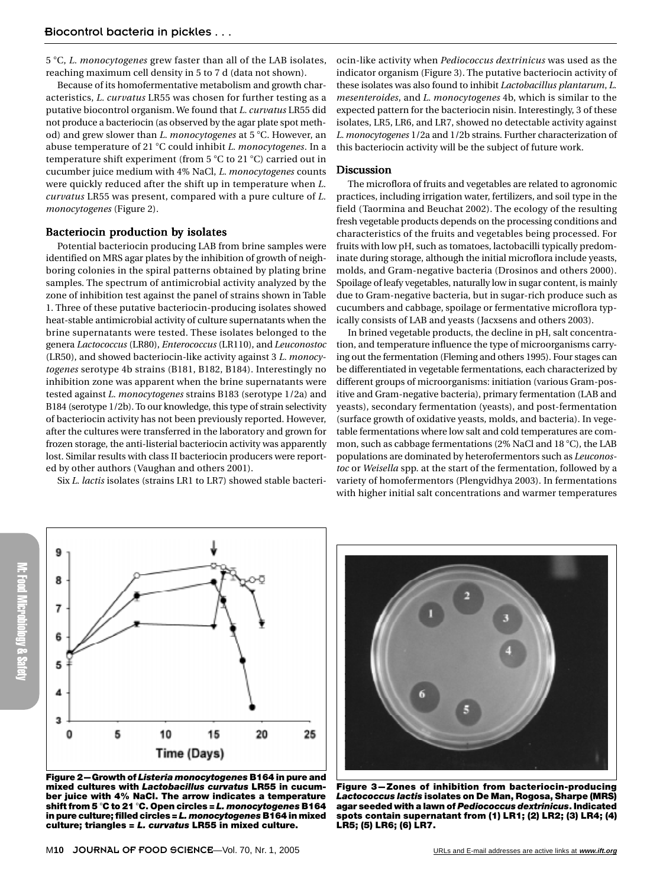5 °C, *L. monocytogenes* grew faster than all of the LAB isolates, reaching maximum cell density in 5 to 7 d (data not shown).

Because of its homofermentative metabolism and growth characteristics, *L. curvatus* LR55 was chosen for further testing as a putative biocontrol organism. We found that *L. curvatus* LR55 did not produce a bacteriocin (as observed by the agar plate spot method) and grew slower than *L. monocytogenes* at 5 °C. However, an abuse temperature of 21 °C could inhibit *L. monocytogenes*. In a temperature shift experiment (from 5 °C to 21 °C) carried out in cucumber juice medium with 4% NaCl, *L. monocytogenes* counts were quickly reduced after the shift up in temperature when *L. curvatus* LR55 was present, compared with a pure culture of *L. monocytogenes* (Figure 2).

## Bacteriocin production by isolates

Potential bacteriocin producing LAB from brine samples were identified on MRS agar plates by the inhibition of growth of neighboring colonies in the spiral patterns obtained by plating brine samples. The spectrum of antimicrobial activity analyzed by the zone of inhibition test against the panel of strains shown in Table 1. Three of these putative bacteriocin-producing isolates showed heat-stable antimicrobial activity of culture supernatants when the brine supernatants were tested. These isolates belonged to the genera *Lactococcus* (LR80), *Enterococcus* (LR110), and *Leuconostoc* (LR50), and showed bacteriocin-like activity against 3 *L. monocytogenes* serotype 4b strains (B181, B182, B184). Interestingly no inhibition zone was apparent when the brine supernatants were tested against *L. monocytogenes* strains B183 (serotype 1/2a) and B184 (serotype 1/2b). To our knowledge, this type of strain selectivity of bacteriocin activity has not been previously reported. However, after the cultures were transferred in the laboratory and grown for frozen storage, the anti-listerial bacteriocin activity was apparently lost. Similar results with class II bacteriocin producers were reported by other authors (Vaughan and others 2001).

Six *L. lactis* isolates (strains LR1 to LR7) showed stable bacteriocin-like activity when *Pediococcus dextrinicus* was used as the indicator organism (Figure 3). The putative bacteriocin activity of these isolates was also found to inhibit *Lactobacillus plantarum*, *L. mesenteroides*, and *L. monocytogenes* 4b, which is similar to the expected pattern for the bacteriocin nisin. Interestingly, 3 of these isolates, LR5, LR6, and LR7, showed no detectable activity against *L. monocytogenes* 1/2a and 1/2b strains. Further characterization of this bacteriocin activity will be the subject of future work.

## Discussion

The microflora of fruits and vegetables are related to agronomic practices, including irrigation water, fertilizers, and soil type in the field (Taormina and Beuchat 2002). The ecology of the resulting fresh vegetable products depends on the processing conditions and characteristics of the fruits and vegetables being processed. For fruits with low pH, such as tomatoes, lactobacilli typically predominate during storage, although the initial microflora include yeasts, molds, and Gram-negative bacteria (Drosinos and others 2000). Spoilage of leafy vegetables, naturally low in sugar content, is mainly due to Gram-negative bacteria, but in sugar-rich produce such as cucumbers and cabbage, spoilage or fermentative microflora typically consists of LAB and yeasts (Jacxsens and others 2003).

In brined vegetable products, the decline in pH, salt concentration, and temperature influence the type of microorganisms carrying out the fermentation (Fleming and others 1995). Four stages can be differentiated in vegetable fermentations, each characterized by different groups of microorganisms: initiation (various Gram-positive and Gram-negative bacteria), primary fermentation (LAB and yeasts), secondary fermentation (yeasts), and post-fermentation (surface growth of oxidative yeasts, molds, and bacteria). In vegetable fermentations where low salt and cold temperatures are common, such as cabbage fermentations (2% NaCl and 18 °C), the LAB populations are dominated by heterofermentors such as *Leuconostoc* or *Weisella* spp. at the start of the fermentation, followed by a variety of homofermentors (Plengvidhya 2003). In fermentations with higher initial salt concentrations and warmer temperatures

**Figure 2—Growth of *Listeria monocytogenes* B164 in pure and mixed cultures with *Lactobacillus curvatus* LR55 in cucumber juice with 4% NaCl. The arrow indicates a temperature shift from 5 °C to 21 °C. Open circles = *L. monocytogenes* B164 in pure culture; filled circles = *L. monocytogenes* B164 in mixed culture; triangles = *L. curvatus* LR55 in mixed culture.**

**Figure 3—Zones of inhibition from bacteriocin-producing *Lactococcus lactis* isolates on De Man, Rogosa, Sharpe (MRS) agar seeded with a lawn of *Pediococcus dextrinicus*. Indicated spots contain supernatant from (1) LR1; (2) LR2; (3) LR4; (4) LR5; (5) LR6; (6) LR7.**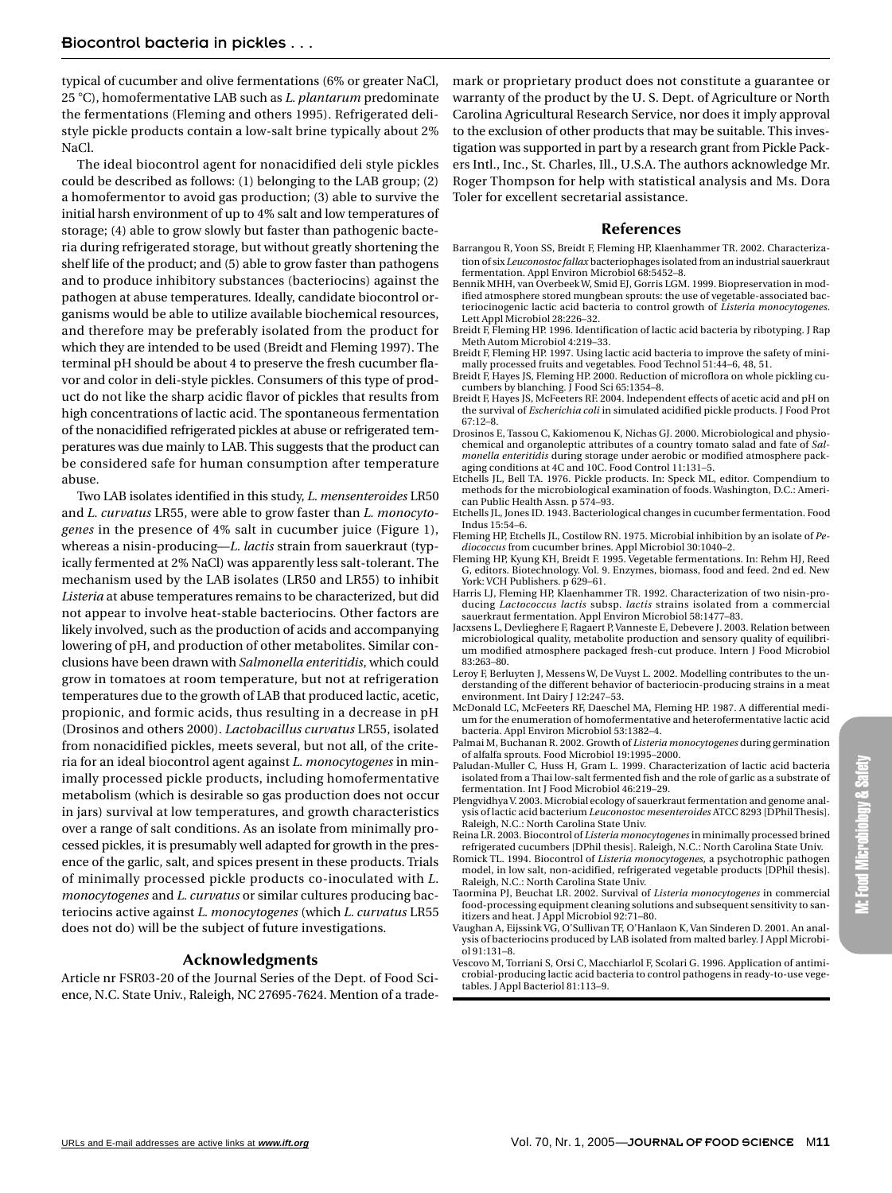typical of cucumber and olive fermentations (6% or greater NaCl, 25 °C), homofermentative LAB such as *L. plantarum* predominate the fermentations (Fleming and others 1995). Refrigerated deli-style pickle products contain a low-salt brine typically about 2% NaCl.

The ideal biocontrol agent for nonacidified deli style pickles could be described as follows: (1) belonging to the LAB group; (2) a homofermentor to avoid gas production; (3) able to survive the initial harsh environment of up to 4% salt and low temperatures of storage; (4) able to grow slowly but faster than pathogenic bacteria during refrigerated storage, but without greatly shortening the shelf life of the product; and (5) able to grow faster than pathogens and to produce inhibitory substances (bacteriocins) against the pathogen at abuse temperatures. Ideally, candidate biocontrol organisms would be able to utilize available biochemical resources, and therefore may be preferably isolated from the product for which they are intended to be used (Breidt and Fleming 1997). The terminal pH should be about 4 to preserve the fresh cucumber flavor and color in deli-style pickles. Consumers of this type of product do not like the sharp acidic flavor of pickles that results from high concentrations of lactic acid. The spontaneous fermentation of the nonacidified refrigerated pickles at abuse or refrigerated temperatures was due mainly to LAB. This suggests that the product can be considered safe for human consumption after temperature abuse.

Two LAB isolates identified in this study, *L. mensenteroides* LR50 and *L. curvatus* LR55, were able to grow faster than *L. monocytogenes* in the presence of 4% salt in cucumber juice (Figure 1), whereas a nisin-producing—*L. lactis* strain from sauerkraut (typically fermented at 2% NaCl) was apparently less salt-tolerant. The mechanism used by the LAB isolates (LR50 and LR55) to inhibit *Listeria* at abuse temperatures remains to be characterized, but did not appear to involve heat-stable bacteriocins. Other factors are likely involved, such as the production of acids and accompanying lowering of pH, and production of other metabolites. Similar conclusions have been drawn with *Salmonella enteritidis*, which could grow in tomatoes at room temperature, but not at refrigeration temperatures due to the growth of LAB that produced lactic, acetic, propionic, and formic acids, thus resulting in a decrease in pH (Drosinos and others 2000). *Lactobacillus curvatus* LR55, isolated from nonacidified pickles, meets several, but not all, of the criteria for an ideal biocontrol agent against *L. monocytogenes* in minimally processed pickle products, including homofermentative metabolism (which is desirable so gas production does not occur in jars) survival at low temperatures, and growth characteristics over a range of salt conditions. As an isolate from minimally processed pickles, it is presumably well adapted for growth in the presence of the garlic, salt, and spices present in these products. Trials of minimally processed pickle products co-inoculated with *L. monocytogenes* and *L. curvatus* or similar cultures producing bacteriocins active against *L. monocytogenes* (which *L. curvatus* LR55 does not do) will be the subject of future investigations.

## Acknowledgments

Article nr FSR03-20 of the Journal Series of the Dept. of Food Science, N.C. State Univ., Raleigh, NC 27695-7624. Mention of a trademark or proprietary product does not constitute a guarantee or warranty of the product by the U. S. Dept. of Agriculture or North Carolina Agricultural Research Service, nor does it imply approval to the exclusion of other products that may be suitable. This investigation was supported in part by a research grant from Pickle Packers Intl., Inc., St. Charles, Ill., U.S.A. The authors acknowledge Mr. Roger Thompson for help with statistical analysis and Ms. Dora Toler for excellent secretarial assistance.

## References

Barrangou R, Yoon SS, Breidt F, Fleming HP, Klaenhammer TR. 2002. Characterization of six *Leuconostoc fallax* bacteriophages isolated from an industrial sauerkraut fermentation. Appl Environ Microbiol 68:5452–8.

Bennik MHH, van Overbeek W, Smid EJ, Gorris LGM. 1999. Biopreservation in modified atmosphere stored mungbean sprouts: the use of vegetable-associated bacteriocinogenic lactic acid bacteria to control growth of *Listeria monocytogenes*. Lett Appl Microbiol 28:226–32.

Breidt F, Fleming HP. 1996. Identification of lactic acid bacteria by ribotyping. J Rap Meth Autom Microbiol 4:219–33.

Breidt F, Fleming HP. 1997. Using lactic acid bacteria to improve the safety of minimally processed fruits and vegetables. Food Technol 51:44–6, 48, 51.

Breidt F, Hayes JS, Fleming HP. 2000. Reduction of microflora on whole pickling cucumbers by blanching. J Food Sci 65:1354–8.

Breidt F, Hayes JS, McFeeters RF. 2004. Independent effects of acetic acid and pH on the survival of *Escherichia coli* in simulated acidified pickle products. J Food Prot 67:12–8.

Drosinos E, Tassou C, Kakiomenou K, Nichas GJ. 2000. Microbiological and physiochemical and organoleptic attributes of a country tomato salad and fate of *Salmonella enteritidis* during storage under aerobic or modified atmosphere packaging conditions at 4C and 10C. Food Control 11:131–5.

Etchells JL, Bell TA. 1976. Pickle products. In: Speck ML, editor. Compendium to methods for the microbiological examination of foods. Washington, D.C.: American Public Health Assn. p 574–93.

Etchells JL, Jones ID. 1943. Bacteriological changes in cucumber fermentation. Food Indus 15:54–6.

Fleming HP, Etchells JL, Costilow RN. 1975. Microbial inhibition by an isolate of *Pediococcus* from cucumber brines. Appl Microbiol 30:1040–2.

Fleming HP, Kyung KH, Breidt F. 1995. Vegetable fermentations. In: Rehm HJ, Reed G, editors. Biotechnology. Vol. 9. Enzymes, biomass, food and feed. 2nd ed. New York: VCH Publishers. p 629–61.

Harris LJ, Fleming HP, Klaenhammer TR. 1992. Characterization of two nisin-producing *Lactococcus lactis* subsp. *lactis* strains isolated from a commercial sauerkraut fermentation. Appl Environ Microbiol 58:1477–83.

Jacxsens L, Devlieghere F, Ragaert P, Vanneste E, Debevere J. 2003. Relation between microbiological quality, metabolite production and sensory quality of equilibrium modified atmosphere packaged fresh-cut produce. Intern J Food Microbiol 83:263–80.

Leroy F, Berluyten J, Messens W, De Vuyst L. 2002. Modelling contributes to the understanding of the different behavior of bacteriocin-producing strains in a meat environment. Int Dairy J 12:247–53.

McDonald LC, McFeeters RF, Daeschel MA, Fleming HP. 1987. A differential medium for the enumeration of homofermentative and heterofermentative lactic acid bacteria. Appl Environ Microbiol 53:1382–4.

Palmai M, Buchanan R. 2002. Growth of *Listeria monocytogenes* during germination of alfalfa sprouts. Food Microbiol 19:1995–2000.

Paludan-Muller C, Huss H, Gram L. 1999. Characterization of lactic acid bacteria isolated from a Thai low-salt fermented fish and the role of garlic as a substrate of fermentation. Int J Food Microbiol 46:219–29.

Plengvidhya V. 2003. Microbial ecology of sauerkraut fermentation and genome analysis of lactic acid bacterium *Leuconostoc mesenteroides* ATCC 8293 [DPhil Thesis]. Raleigh, N.C.: North Carolina State Univ.

Reina LR. 2003. Biocontrol of *Listeria monocytogenes* in minimally processed brined refrigerated cucumbers [DPhil thesis]. Raleigh, N.C.: North Carolina State Univ.

Romick TL. 1994. Biocontrol of *Listeria monocytogenes,* a psychotrophic pathogen model, in low salt, non-acidified, refrigerated vegetable products [DPhil thesis]. Raleigh, N.C.: North Carolina State Univ.

Taormina PJ, Beuchat LR. 2002. Survival of *Listeria monocytogenes* in commercial food-processing equipment cleaning solutions and subsequent sensitivity to sanitizers and heat. J Appl Microbiol 92:71–80.

Vaughan A, Eijssink VG, O'Sullivan TF, O'Hanlaon K, Van Sinderen D. 2001. An analysis of bacteriocins produced by LAB isolated from malted barley. J Appl Microbiol 91:131–8.

Vescovo M, Torriani S, Orsi C, Macchiarlol F, Scolari G. 1996. Application of antimicrobial-producing lactic acid bacteria to control pathogens in ready-to-use vegetables. J Appl Bacteriol 81:113–9.